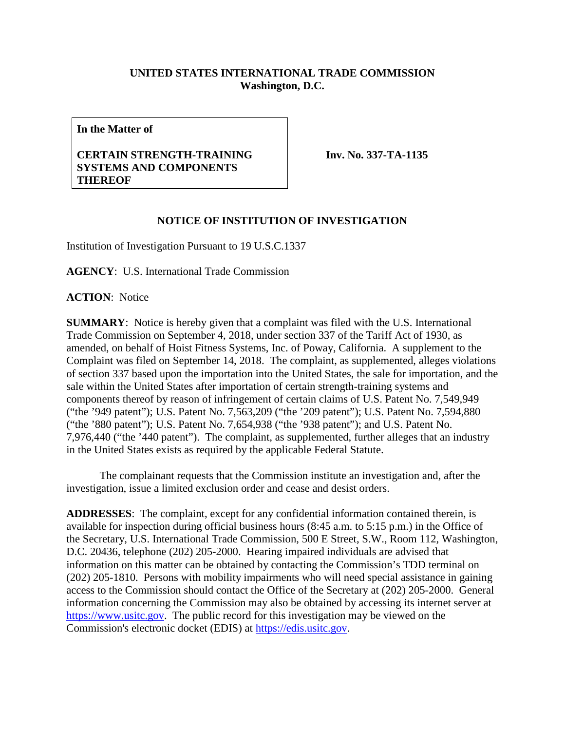**UNITED STATES INTERNATIONAL TRADE COMMISSION**
**Washington, D.C.**

| **In the Matter of** **CERTAIN STRENGTH-TRAINING SYSTEMS AND COMPONENTS THEREOF** | **Inv. No. 337-TA-1135** |
|---|---|

**NOTICE OF INSTITUTION OF INVESTIGATION**

Institution of Investigation Pursuant to 19 U.S.C.1337

**AGENCY**: U.S. International Trade Commission

**ACTION**: Notice

**SUMMARY**: Notice is hereby given that a complaint was filed with the U.S. International Trade Commission on September 4, 2018, under section 337 of the Tariff Act of 1930, as amended, on behalf of Hoist Fitness Systems, Inc. of Poway, California. A supplement to the Complaint was filed on September 14, 2018. The complaint, as supplemented, alleges violations of section 337 based upon the importation into the United States, the sale for importation, and the sale within the United States after importation of certain strength-training systems and components thereof by reason of infringement of certain claims of U.S. Patent No. 7,549,949 ("the '949 patent"); U.S. Patent No. 7,563,209 ("the '209 patent"); U.S. Patent No. 7,594,880 ("the '880 patent"); U.S. Patent No. 7,654,938 ("the '938 patent"); and U.S. Patent No. 7,976,440 ("the '440 patent"). The complaint, as supplemented, further alleges that an industry in the United States exists as required by the applicable Federal Statute.

The complainant requests that the Commission institute an investigation and, after the investigation, issue a limited exclusion order and cease and desist orders.

**ADDRESSES**: The complaint, except for any confidential information contained therein, is available for inspection during official business hours (8:45 a.m. to 5:15 p.m.) in the Office of the Secretary, U.S. International Trade Commission, 500 E Street, S.W., Room 112, Washington, D.C. 20436, telephone (202) 205-2000. Hearing impaired individuals are advised that information on this matter can be obtained by contacting the Commission's TDD terminal on (202) 205-1810. Persons with mobility impairments who will need special assistance in gaining access to the Commission should contact the Office of the Secretary at (202) 205-2000. General information concerning the Commission may also be obtained by accessing its internet server at https://www.usitc.gov. The public record for this investigation may be viewed on the Commission's electronic docket (EDIS) at https://edis.usitc.gov.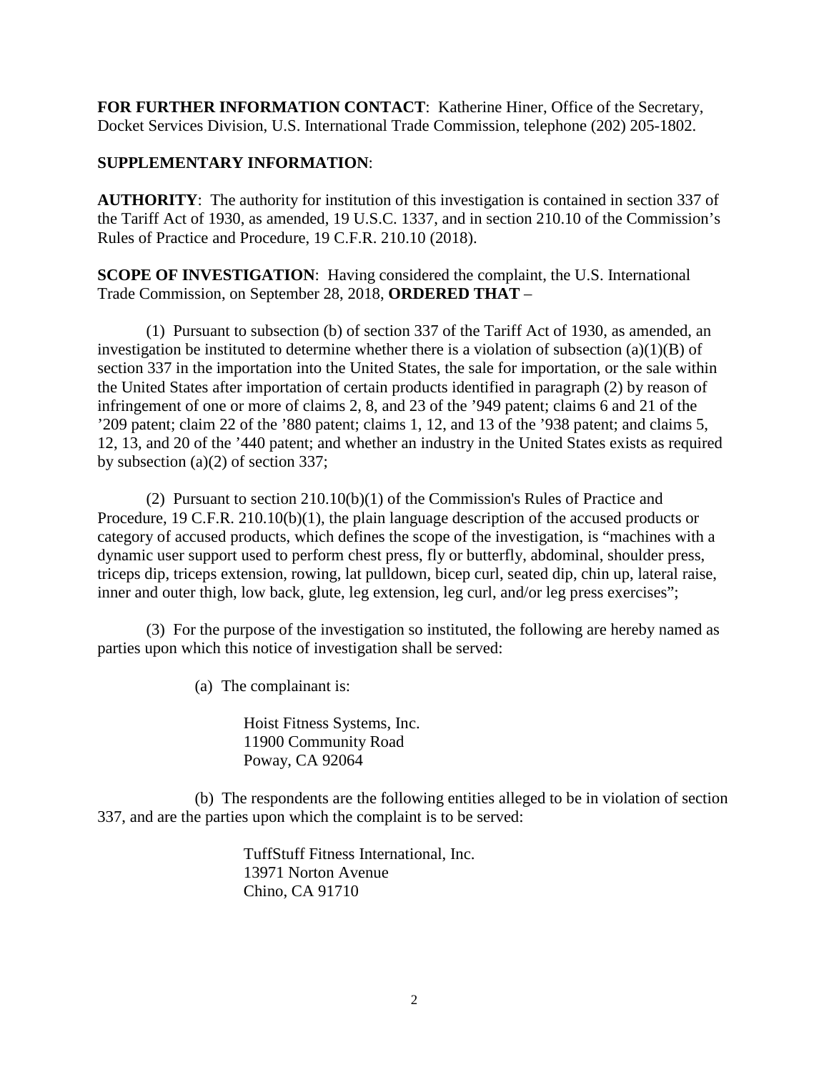**FOR FURTHER INFORMATION CONTACT**: Katherine Hiner, Office of the Secretary, Docket Services Division, U.S. International Trade Commission, telephone (202) 205-1802.

**SUPPLEMENTARY INFORMATION**:

**AUTHORITY**: The authority for institution of this investigation is contained in section 337 of the Tariff Act of 1930, as amended, 19 U.S.C. 1337, and in section 210.10 of the Commission's Rules of Practice and Procedure, 19 C.F.R. 210.10 (2018).

**SCOPE OF INVESTIGATION**: Having considered the complaint, the U.S. International Trade Commission, on September 28, 2018, **ORDERED THAT** –

(1) Pursuant to subsection (b) of section 337 of the Tariff Act of 1930, as amended, an investigation be instituted to determine whether there is a violation of subsection (a)(1)(B) of section 337 in the importation into the United States, the sale for importation, or the sale within the United States after importation of certain products identified in paragraph (2) by reason of infringement of one or more of claims 2, 8, and 23 of the '949 patent; claims 6 and 21 of the '209 patent; claim 22 of the '880 patent; claims 1, 12, and 13 of the '938 patent; and claims 5, 12, 13, and 20 of the '440 patent; and whether an industry in the United States exists as required by subsection (a)(2) of section 337;

(2) Pursuant to section 210.10(b)(1) of the Commission's Rules of Practice and Procedure, 19 C.F.R. 210.10(b)(1), the plain language description of the accused products or category of accused products, which defines the scope of the investigation, is "machines with a dynamic user support used to perform chest press, fly or butterfly, abdominal, shoulder press, triceps dip, triceps extension, rowing, lat pulldown, bicep curl, seated dip, chin up, lateral raise, inner and outer thigh, low back, glute, leg extension, leg curl, and/or leg press exercises";

(3) For the purpose of the investigation so instituted, the following are hereby named as parties upon which this notice of investigation shall be served:

(a) The complainant is:

Hoist Fitness Systems, Inc.
11900 Community Road
Poway, CA 92064

(b) The respondents are the following entities alleged to be in violation of section 337, and are the parties upon which the complaint is to be served:

TuffStuff Fitness International, Inc.
13971 Norton Avenue
Chino, CA 91710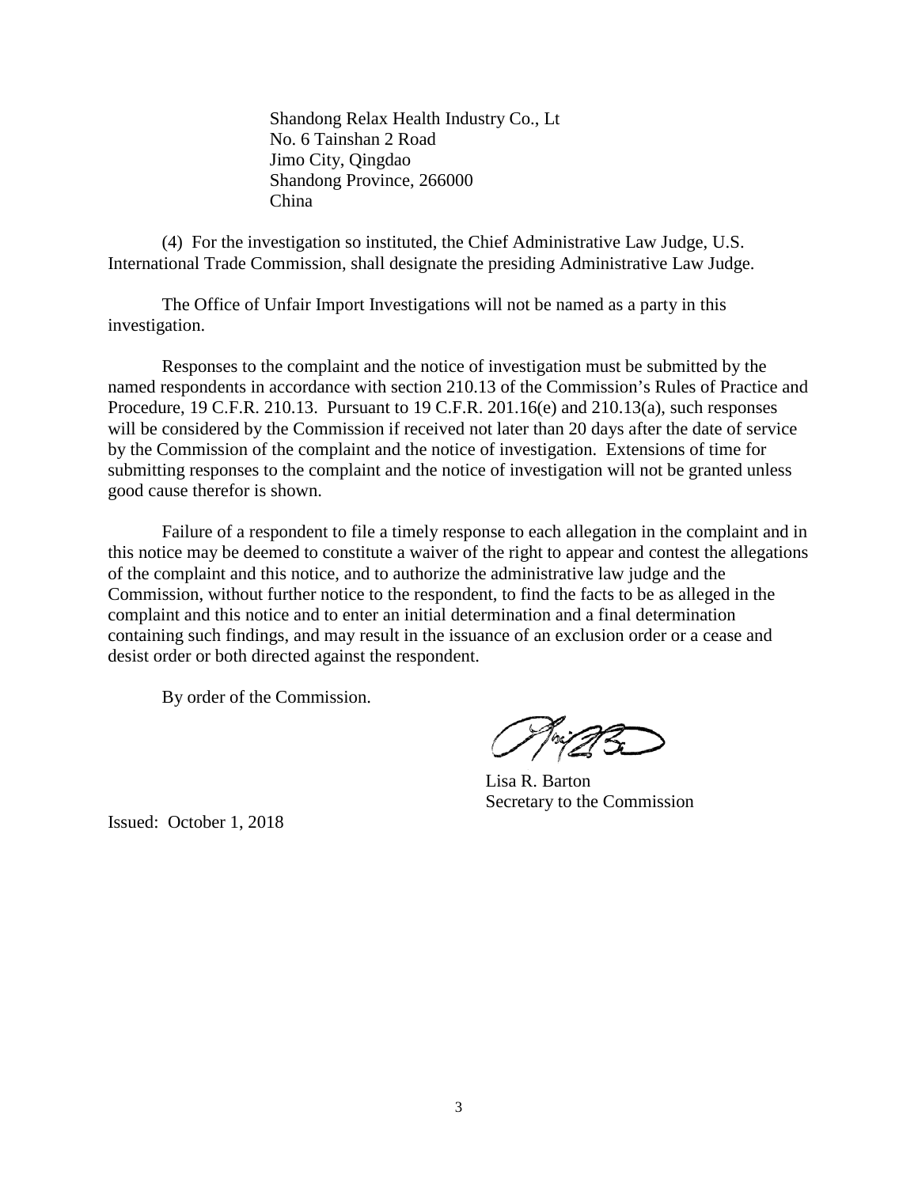Shandong Relax Health Industry Co., Lt
No. 6 Tainshan 2 Road
Jimo City, Qingdao
Shandong Province, 266000
China

(4) For the investigation so instituted, the Chief Administrative Law Judge, U.S. International Trade Commission, shall designate the presiding Administrative Law Judge.

The Office of Unfair Import Investigations will not be named as a party in this investigation.

Responses to the complaint and the notice of investigation must be submitted by the named respondents in accordance with section 210.13 of the Commission's Rules of Practice and Procedure, 19 C.F.R. 210.13. Pursuant to 19 C.F.R. 201.16(e) and 210.13(a), such responses will be considered by the Commission if received not later than 20 days after the date of service by the Commission of the complaint and the notice of investigation. Extensions of time for submitting responses to the complaint and the notice of investigation will not be granted unless good cause therefor is shown.

Failure of a respondent to file a timely response to each allegation in the complaint and in this notice may be deemed to constitute a waiver of the right to appear and contest the allegations of the complaint and this notice, and to authorize the administrative law judge and the Commission, without further notice to the respondent, to find the facts to be as alleged in the complaint and this notice and to enter an initial determination and a final determination containing such findings, and may result in the issuance of an exclusion order or a cease and desist order or both directed against the respondent.

By order of the Commission.

Lisa R. Barton
Secretary to the Commission

Issued: October 1, 2018